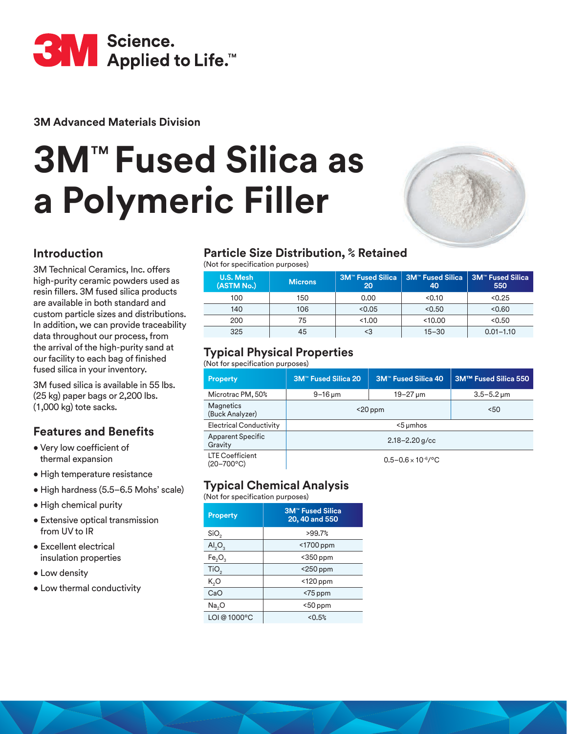3M Science. Applied to Life.™

3M Advanced Materials Division

# 3M™ Fused Silica as a Polymeric Filler

## Introduction

3M Technical Ceramics, Inc. offers high-purity ceramic powders used as resin fillers. 3M fused silica products are available in both standard and custom particle sizes and distributions. In addition, we can provide traceability data throughout our process, from the arrival of the high-purity sand at our facility to each bag of finished fused silica in your inventory.

3M fused silica is available in 55 lbs. (25 kg) paper bags or 2,200 lbs. (1,000 kg) tote sacks.

## Features and Benefits

- Very low coefficient of thermal expansion
- High temperature resistance
- High hardness (5.5–6.5 Mohs' scale)
- High chemical purity
- Extensive optical transmission from UV to IR
- Excellent electrical insulation properties
- Low density
- Low thermal conductivity

## Particle Size Distribution, % Retained

(Not for specification purposes)

| U.S. Mesh (ASTM No.) | Microns | 3M™ Fused Silica 20 | 3M™ Fused Silica 40 | 3M™ Fused Silica 550 |
|---|---|---|---|---|
| 100 | 150 | 0.00 | <0.10 | <0.25 |
| 140 | 106 | <0.05 | <0.50 | <0.60 |
| 200 | 75 | <1.00 | <10.00 | <0.50 |
| 325 | 45 | <3 | 15–30 | 0.01–1.10 |

## Typical Physical Properties

(Not for specification purposes)

| Property | 3M™ Fused Silica 20 | 3M™ Fused Silica 40 | 3M™ Fused Silica 550 |
|---|---|---|---|
| Microtrac PM, 50% | 9–16 μm | 19–27 μm | 3.5–5.2 μm |
| Magnetics (Buck Analyzer) | <20 ppm | | <50 |
| Electrical Conductivity | <5 μmhos | | |
| Apparent Specific Gravity | 2.18–2.20 g/cc | | |
| LTE Coefficient (20–700°C) | $0.5–0.6 \times 10^{-6}$/°C | | |

## Typical Chemical Analysis

(Not for specification purposes)

| Property | 3M™ Fused Silica 20, 40 and 550 |
|---|---|
| $SiO_2$ | >99.7% |
| $Al_2O_3$ | <1700 ppm |
| $Fe_2O_3$ | <350 ppm |
| $TiO_2$ | <250 ppm |
| $K_2O$ | <120 ppm |
| CaO | <75 ppm |
| $Na_2O$ | <50 ppm |
| LOI @ 1000°C | <0.5% |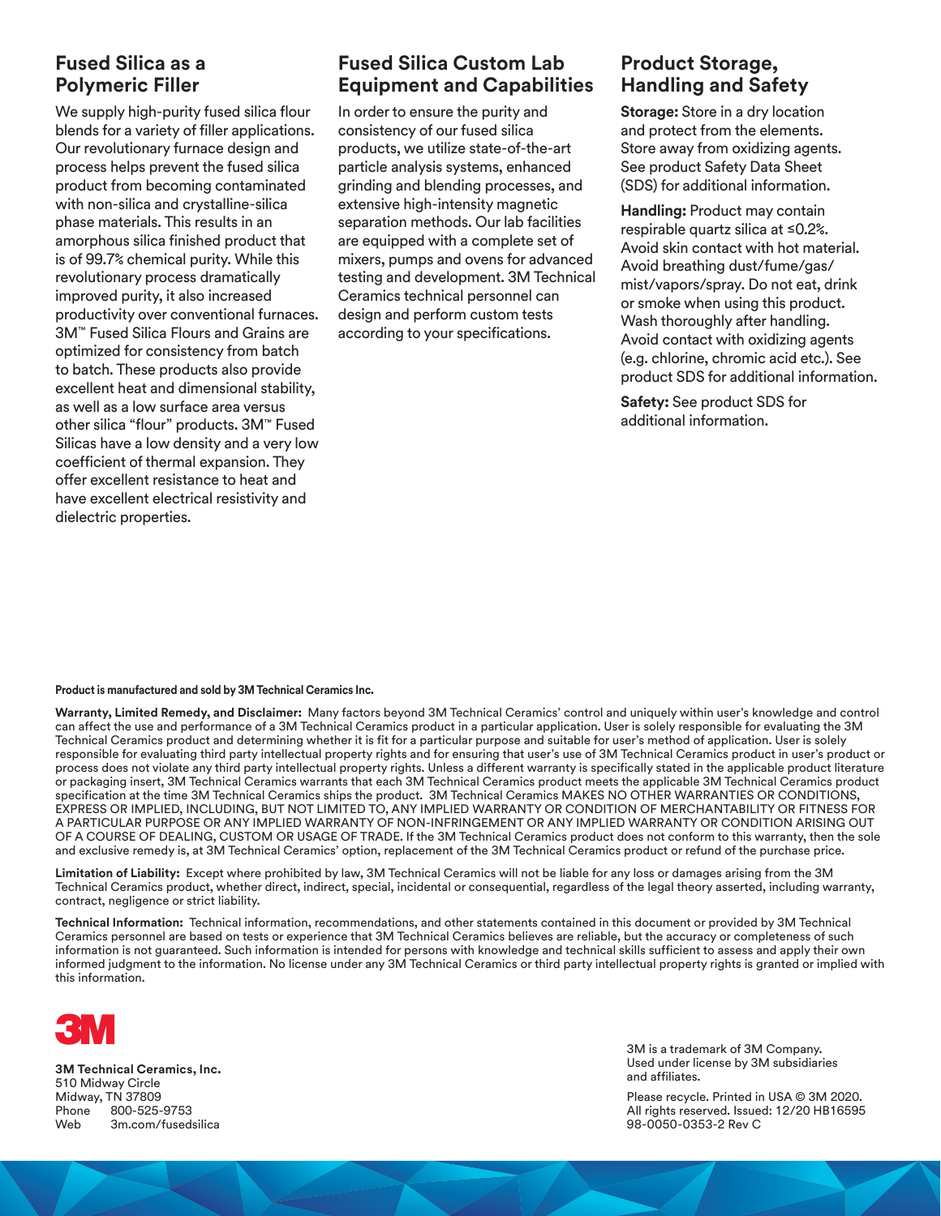## Fused Silica as a Polymeric Filler

We supply high-purity fused silica flour blends for a variety of filler applications. Our revolutionary furnace design and process helps prevent the fused silica product from becoming contaminated with non-silica and crystalline-silica phase materials. This results in an amorphous silica finished product that is of 99.7% chemical purity. While this revolutionary process dramatically improved purity, it also increased productivity over conventional furnaces. 3M™ Fused Silica Flours and Grains are optimized for consistency from batch to batch. These products also provide excellent heat and dimensional stability, as well as a low surface area versus other silica "flour" products. 3M™ Fused Silicas have a low density and a very low coefficient of thermal expansion. They offer excellent resistance to heat and have excellent electrical resistivity and dielectric properties.

## Fused Silica Custom Lab Equipment and Capabilities

In order to ensure the purity and consistency of our fused silica products, we utilize state-of-the-art particle analysis systems, enhanced grinding and blending processes, and extensive high-intensity magnetic separation methods. Our lab facilities are equipped with a complete set of mixers, pumps and ovens for advanced testing and development. 3M Technical Ceramics technical personnel can design and perform custom tests according to your specifications.

## Product Storage, Handling and Safety

**Storage:** Store in a dry location and protect from the elements. Store away from oxidizing agents. See product Safety Data Sheet (SDS) for additional information.

**Handling:** Product may contain respirable quartz silica at ≤0.2%. Avoid skin contact with hot material. Avoid breathing dust/fume/gas/mist/vapors/spray. Do not eat, drink or smoke when using this product. Wash thoroughly after handling. Avoid contact with oxidizing agents (e.g. chlorine, chromic acid etc.). See product SDS for additional information.

**Safety:** See product SDS for additional information.

**Product is manufactured and sold by 3M Technical Ceramics Inc.**

**Warranty, Limited Remedy, and Disclaimer:** Many factors beyond 3M Technical Ceramics' control and uniquely within user's knowledge and control can affect the use and performance of a 3M Technical Ceramics product in a particular application. User is solely responsible for evaluating the 3M Technical Ceramics product and determining whether it is fit for a particular purpose and suitable for user's method of application. User is solely responsible for evaluating third party intellectual property rights and for ensuring that user's use of 3M Technical Ceramics product in user's product or process does not violate any third party intellectual property rights. Unless a different warranty is specifically stated in the applicable product literature or packaging insert, 3M Technical Ceramics warrants that each 3M Technical Ceramics product meets the applicable 3M Technical Ceramics product specification at the time 3M Technical Ceramics ships the product. 3M Technical Ceramics MAKES NO OTHER WARRANTIES OR CONDITIONS, EXPRESS OR IMPLIED, INCLUDING, BUT NOT LIMITED TO, ANY IMPLIED WARRANTY OR CONDITION OF MERCHANTABILITY OR FITNESS FOR A PARTICULAR PURPOSE OR ANY IMPLIED WARRANTY OF NON-INFRINGEMENT OR ANY IMPLIED WARRANTY OR CONDITION ARISING OUT OF A COURSE OF DEALING, CUSTOM OR USAGE OF TRADE. If the 3M Technical Ceramics product does not conform to this warranty, then the sole and exclusive remedy is, at 3M Technical Ceramics' option, replacement of the 3M Technical Ceramics product or refund of the purchase price.

**Limitation of Liability:** Except where prohibited by law, 3M Technical Ceramics will not be liable for any loss or damages arising from the 3M Technical Ceramics product, whether direct, indirect, special, incidental or consequential, regardless of the legal theory asserted, including warranty, contract, negligence or strict liability.

**Technical Information:** Technical information, recommendations, and other statements contained in this document or provided by 3M Technical Ceramics personnel are based on tests or experience that 3M Technical Ceramics believes are reliable, but the accuracy or completeness of such information is not guaranteed. Such information is intended for persons with knowledge and technical skills sufficient to assess and apply their own informed judgment to the information. No license under any 3M Technical Ceramics or third party intellectual property rights is granted or implied with this information.

3M

**3M Technical Ceramics, Inc.**
510 Midway Circle
Midway, TN 37809
Phone 800-525-9753
Web 3m.com/fusedsilica

3M is a trademark of 3M Company. Used under license by 3M subsidiaries and affiliates.

Please recycle. Printed in USA © 3M 2020. All rights reserved. Issued: 12/20 HB16595
98-0050-0353-2 Rev C